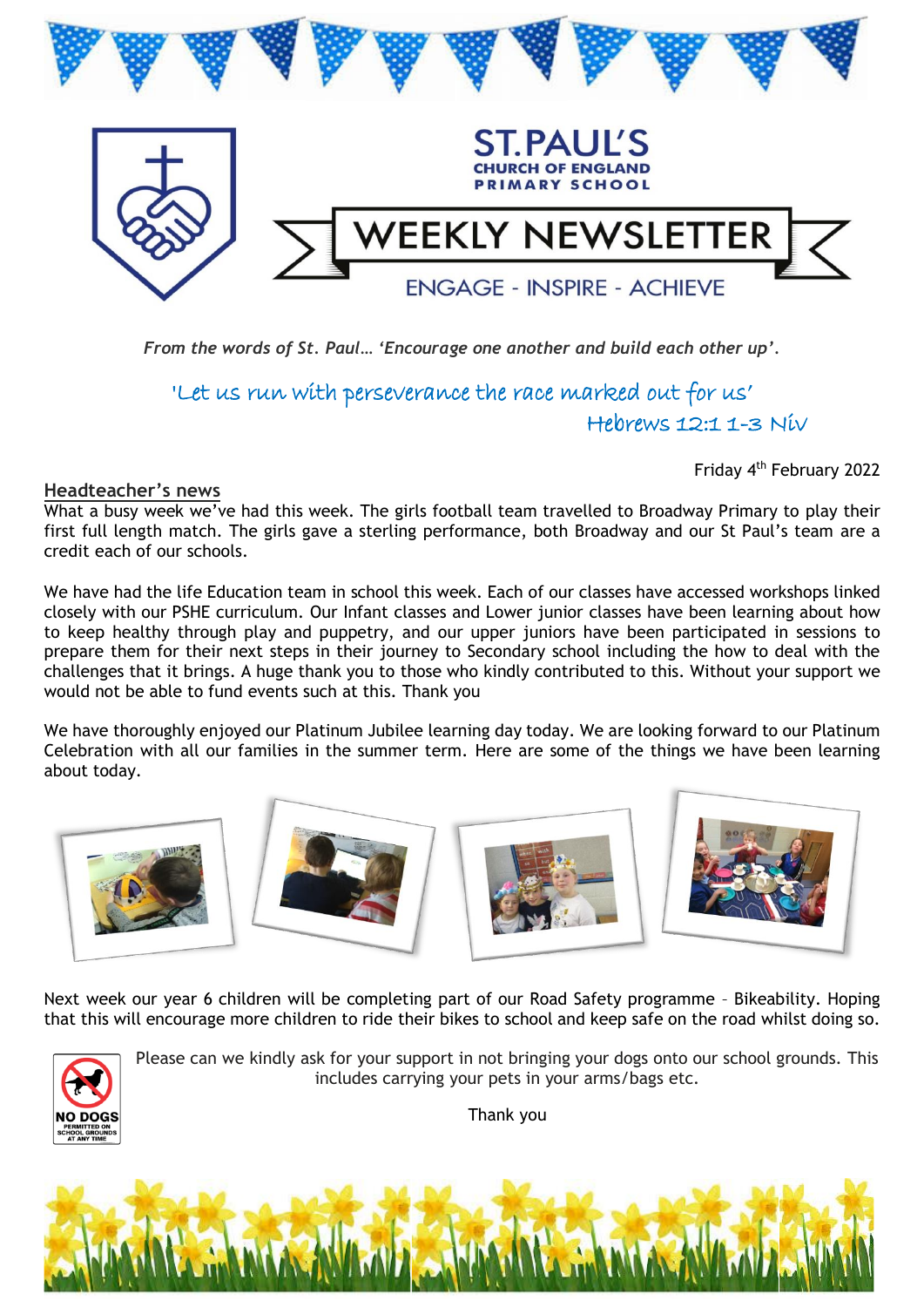# ST.PAUL'S CHURCH OF ENGLAND PRIMARY SCHOOL

## WEEKLY NEWSLETTER

ENGAGE - INSPIRE - ACHIEVE

*From the words of St. Paul… 'Encourage one another and build each other up'.*

'Let us run with perseverance the race marked out for us'
Hebrews 12:1 1-3 Niv

Friday 4th February 2022

**Headteacher's news**

What a busy week we've had this week. The girls football team travelled to Broadway Primary to play their first full length match. The girls gave a sterling performance, both Broadway and our St Paul's team are a credit each of our schools.

We have had the life Education team in school this week. Each of our classes have accessed workshops linked closely with our PSHE curriculum. Our Infant classes and Lower junior classes have been learning about how to keep healthy through play and puppetry, and our upper juniors have been participated in sessions to prepare them for their next steps in their journey to Secondary school including the how to deal with the challenges that it brings. A huge thank you to those who kindly contributed to this. Without your support we would not be able to fund events such at this. Thank you

We have thoroughly enjoyed our Platinum Jubilee learning day today. We are looking forward to our Platinum Celebration with all our families in the summer term. Here are some of the things we have been learning about today.

Next week our year 6 children will be completing part of our Road Safety programme – Bikeability. Hoping that this will encourage more children to ride their bikes to school and keep safe on the road whilst doing so.

Please can we kindly ask for your support in not bringing your dogs onto our school grounds. This includes carrying your pets in your arms/bags etc.

Thank you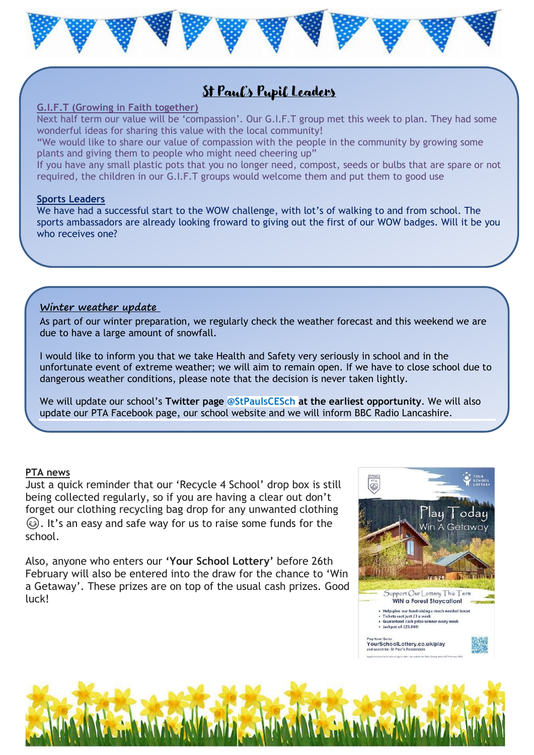## St Paul's Pupil Leaders

### G.I.F.T (Growing in Faith together)

Next half term our value will be 'compassion'. Our G.I.F.T group met this week to plan. They had some wonderful ideas for sharing this value with the local community!

"We would like to share our value of compassion with the people in the community by growing some plants and giving them to people who might need cheering up"

If you have any small plastic pots that you no longer need, compost, seeds or bulbs that are spare or not required, the children in our G.I.F.T groups would welcome them and put them to good use

### Sports Leaders

We have had a successful start to the WOW challenge, with lot's of walking to and from school. The sports ambassadors are already looking froward to giving out the first of our WOW badges. Will it be you who receives one?

### *Winter weather update*

As part of our winter preparation, we regularly check the weather forecast and this weekend we are due to have a large amount of snowfall.

I would like to inform you that we take Health and Safety very seriously in school and in the unfortunate event of extreme weather; we will aim to remain open. If we have to close school due to dangerous weather conditions, please note that the decision is never taken lightly.

We will update our school's **Twitter page @StPaulsCESch at the earliest opportunity**. We will also update our PTA Facebook page, our school website and we will inform BBC Radio Lancashire.

### PTA news

Just a quick reminder that our 'Recycle 4 School' drop box is still being collected regularly, so if you are having a clear out don't forget our clothing recycling bag drop for any unwanted clothing 😊. It's an easy and safe way for us to raise some funds for the school.

Also, anyone who enters our **'Your School Lottery'** before 26th February will also be entered into the draw for the chance to 'Win a Getaway'. These prizes are on top of the usual cash prizes. Good luck!

Play Today
Win A Getaway

Support Our Lottery This Term
**WIN a Forest Staycation!**

- Help give our fundraising a much needed boost
- Tickets cost just £1 a week
- Guaranteed cash prize winner every week
- Jackpot of £25,000!

Play Now! Go to:
YourSchoolLottery.co.uk/play
and search for: St Paul's Rossendale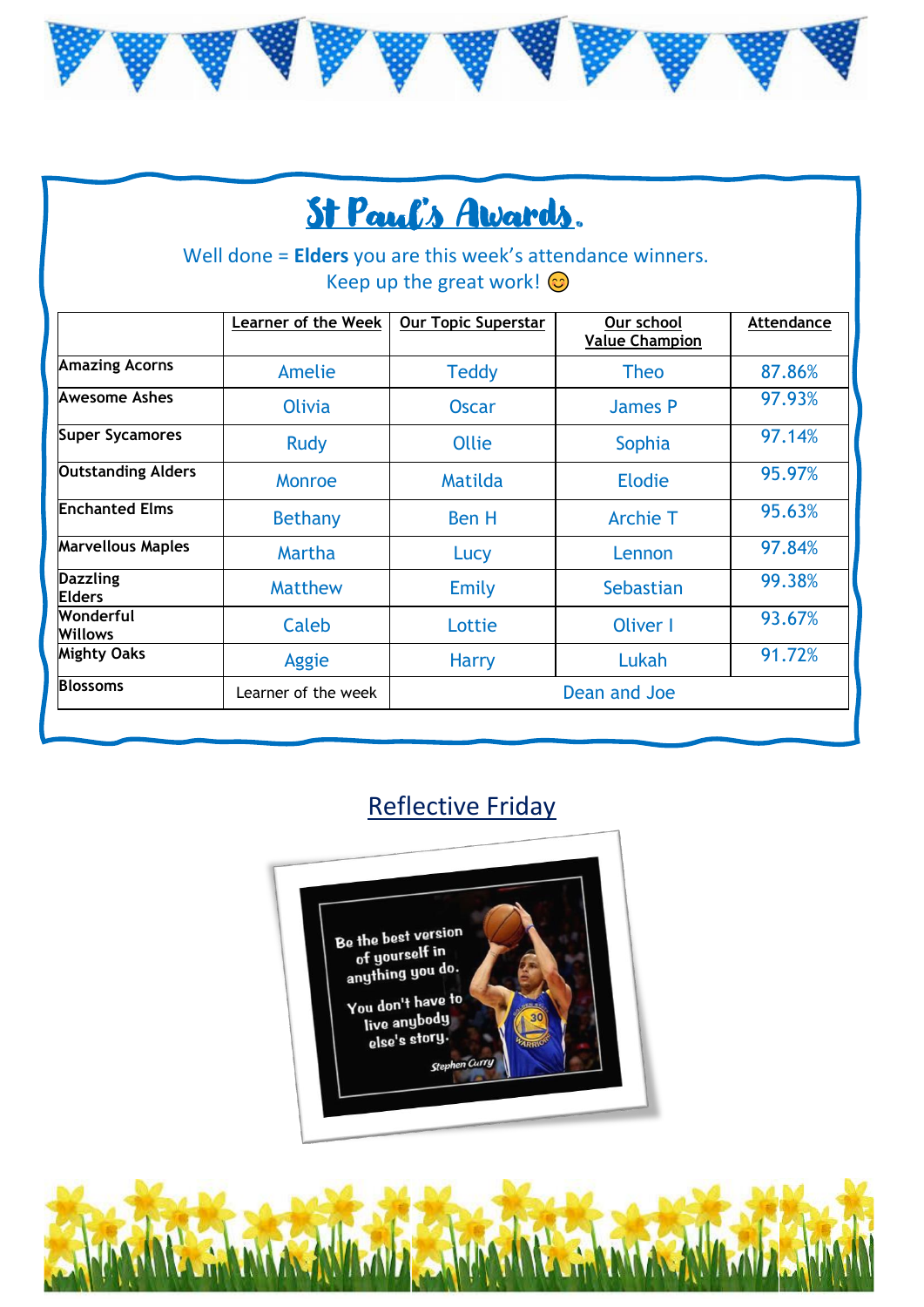# St Paul's Awards.

Well done = **Elders** you are this week's attendance winners.
Keep up the great work! 😊

| | Learner of the Week | Our Topic Superstar | Our school Value Champion | Attendance |
|---|---|---|---|---|
| Amazing Acorns | Amelie | Teddy | Theo | 87.86% |
| Awesome Ashes | Olivia | Oscar | James P | 97.93% |
| Super Sycamores | Rudy | Ollie | Sophia | 97.14% |
| Outstanding Alders | Monroe | Matilda | Elodie | 95.97% |
| Enchanted Elms | Bethany | Ben H | Archie T | 95.63% |
| Marvellous Maples | Martha | Lucy | Lennon | 97.84% |
| Dazzling Elders | Matthew | Emily | Sebastian | 99.38% |
| Wonderful Willows | Caleb | Lottie | Oliver I | 93.67% |
| Mighty Oaks | Aggie | Harry | Lukah | 91.72% |
| Blossoms | Learner of the week | Dean and Joe | | |

## Reflective Friday

Be the best version of yourself in anything you do.

You don't have to live anybody else's story.

Stephen Curry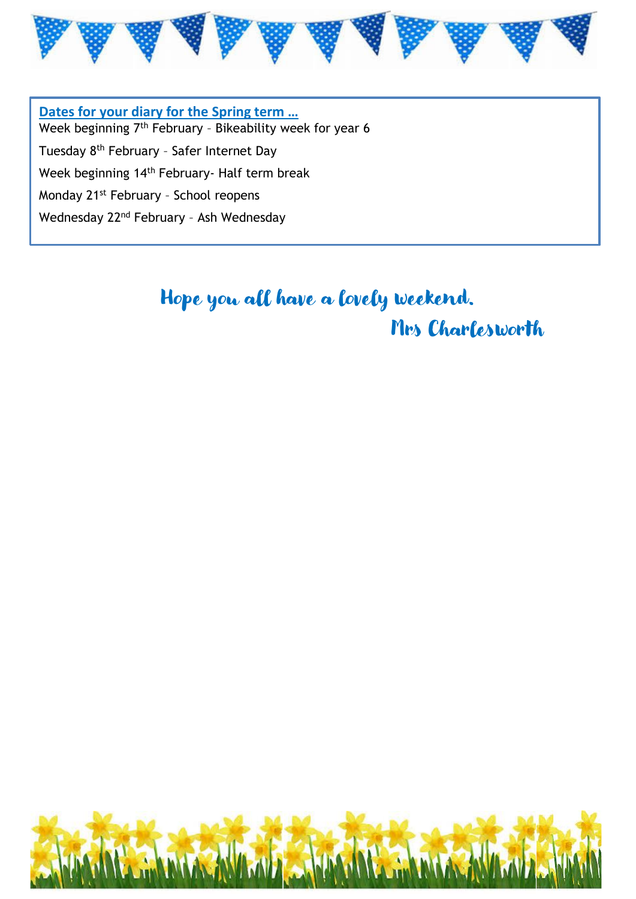**Dates for your diary for the Spring term …**

Week beginning 7th February – Bikeability week for year 6

Tuesday 8th February – Safer Internet Day

Week beginning 14th February- Half term break

Monday 21st February – School reopens

Wednesday 22nd February – Ash Wednesday

*Hope you all have a lovely weekend.*

*Mrs Charlesworth*